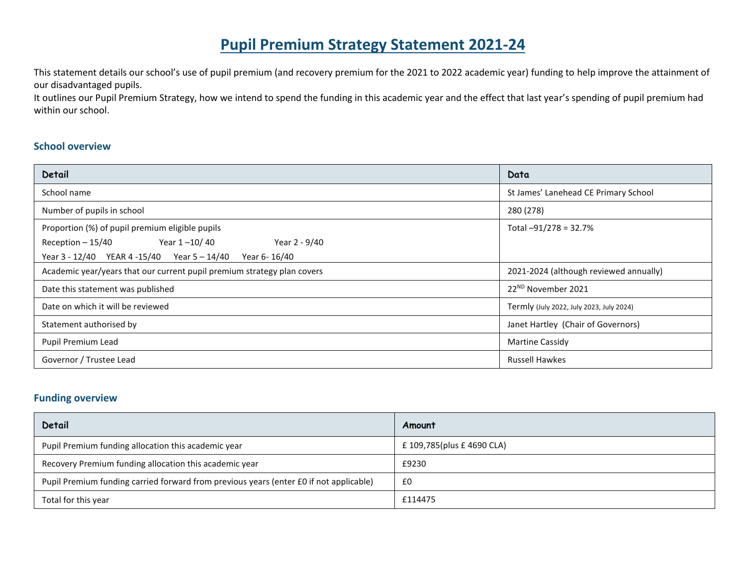# Pupil Premium Strategy Statement 2021-24

This statement details our school's use of pupil premium (and recovery premium for the 2021 to 2022 academic year) funding to help improve the attainment of our disadvantaged pupils.
It outlines our Pupil Premium Strategy, how we intend to spend the funding in this academic year and the effect that last year's spending of pupil premium had within our school.

## School overview

| Detail | Data |
|---|---|
| School name | St James' Lanehead CE Primary School |
| Number of pupils in school | 280 (278) |
| Proportion (%) of pupil premium eligible pupils<br>Reception – 15/40 Year 1 –10/ 40 Year 2 - 9/40<br>Year 3 - 12/40 YEAR 4 -15/40 Year 5 – 14/40 Year 6- 16/40 | Total –91/278 = 32.7% |
| Academic year/years that our current pupil premium strategy plan covers | 2021-2024 (although reviewed annually) |
| Date this statement was published | 22ND November 2021 |
| Date on which it will be reviewed | Termly (July 2022, July 2023, July 2024) |
| Statement authorised by | Janet Hartley (Chair of Governors) |
| Pupil Premium Lead | Martine Cassidy |
| Governor / Trustee Lead | Russell Hawkes |

## Funding overview

| Detail | Amount |
|---|---|
| Pupil Premium funding allocation this academic year | £ 109,785(plus £ 4690 CLA) |
| Recovery Premium funding allocation this academic year | £9230 |
| Pupil Premium funding carried forward from previous years (enter £0 if not applicable) | £0 |
| Total for this year | £114475 |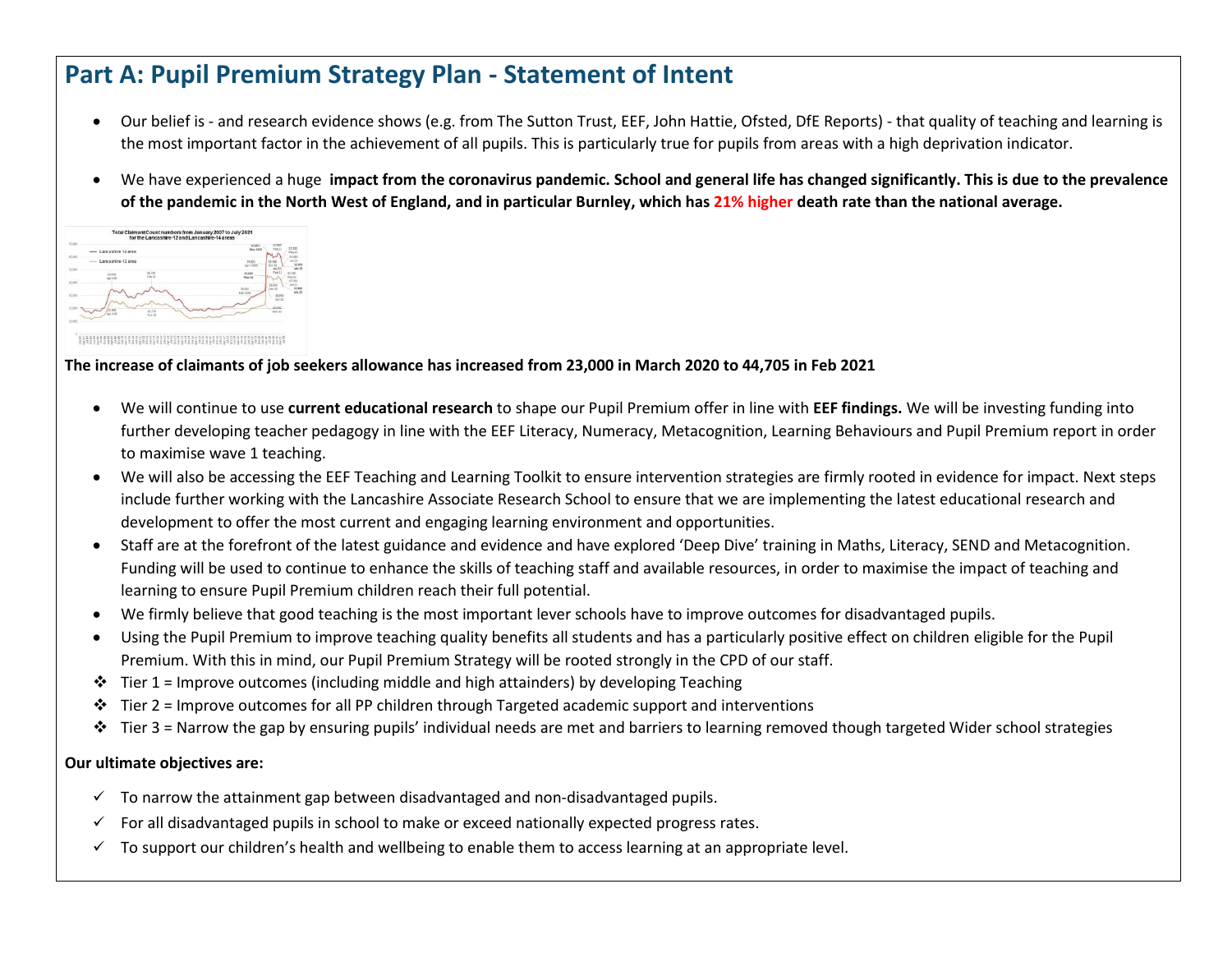# Part A: Pupil Premium Strategy Plan - Statement of Intent

- Our belief is - and research evidence shows (e.g. from The Sutton Trust, EEF, John Hattie, Ofsted, DfE Reports) - that quality of teaching and learning is the most important factor in the achievement of all pupils. This is particularly true for pupils from areas with a high deprivation indicator.
- We have experienced a huge **impact from the coronavirus pandemic. School and general life has changed significantly. This is due to the prevalence of the pandemic in the North West of England, and in particular Burnley, which has 21% higher death rate than the national average.**

**The increase of claimants of job seekers allowance has increased from 23,000 in March 2020 to 44,705 in Feb 2021**

- We will continue to use **current educational research** to shape our Pupil Premium offer in line with **EEF findings.** We will be investing funding into further developing teacher pedagogy in line with the EEF Literacy, Numeracy, Metacognition, Learning Behaviours and Pupil Premium report in order to maximise wave 1 teaching.
- We will also be accessing the EEF Teaching and Learning Toolkit to ensure intervention strategies are firmly rooted in evidence for impact. Next steps include further working with the Lancashire Associate Research School to ensure that we are implementing the latest educational research and development to offer the most current and engaging learning environment and opportunities.
- Staff are at the forefront of the latest guidance and evidence and have explored 'Deep Dive' training in Maths, Literacy, SEND and Metacognition. Funding will be used to continue to enhance the skills of teaching staff and available resources, in order to maximise the impact of teaching and learning to ensure Pupil Premium children reach their full potential.
- We firmly believe that good teaching is the most important lever schools have to improve outcomes for disadvantaged pupils.
- Using the Pupil Premium to improve teaching quality benefits all students and has a particularly positive effect on children eligible for the Pupil Premium. With this in mind, our Pupil Premium Strategy will be rooted strongly in the CPD of our staff.
- Tier 1 = Improve outcomes (including middle and high attainders) by developing Teaching
- Tier 2 = Improve outcomes for all PP children through Targeted academic support and interventions
- Tier 3 = Narrow the gap by ensuring pupils' individual needs are met and barriers to learning removed though targeted Wider school strategies

**Our ultimate objectives are:**

- ✓ To narrow the attainment gap between disadvantaged and non-disadvantaged pupils.
- ✓ For all disadvantaged pupils in school to make or exceed nationally expected progress rates.
- ✓ To support our children's health and wellbeing to enable them to access learning at an appropriate level.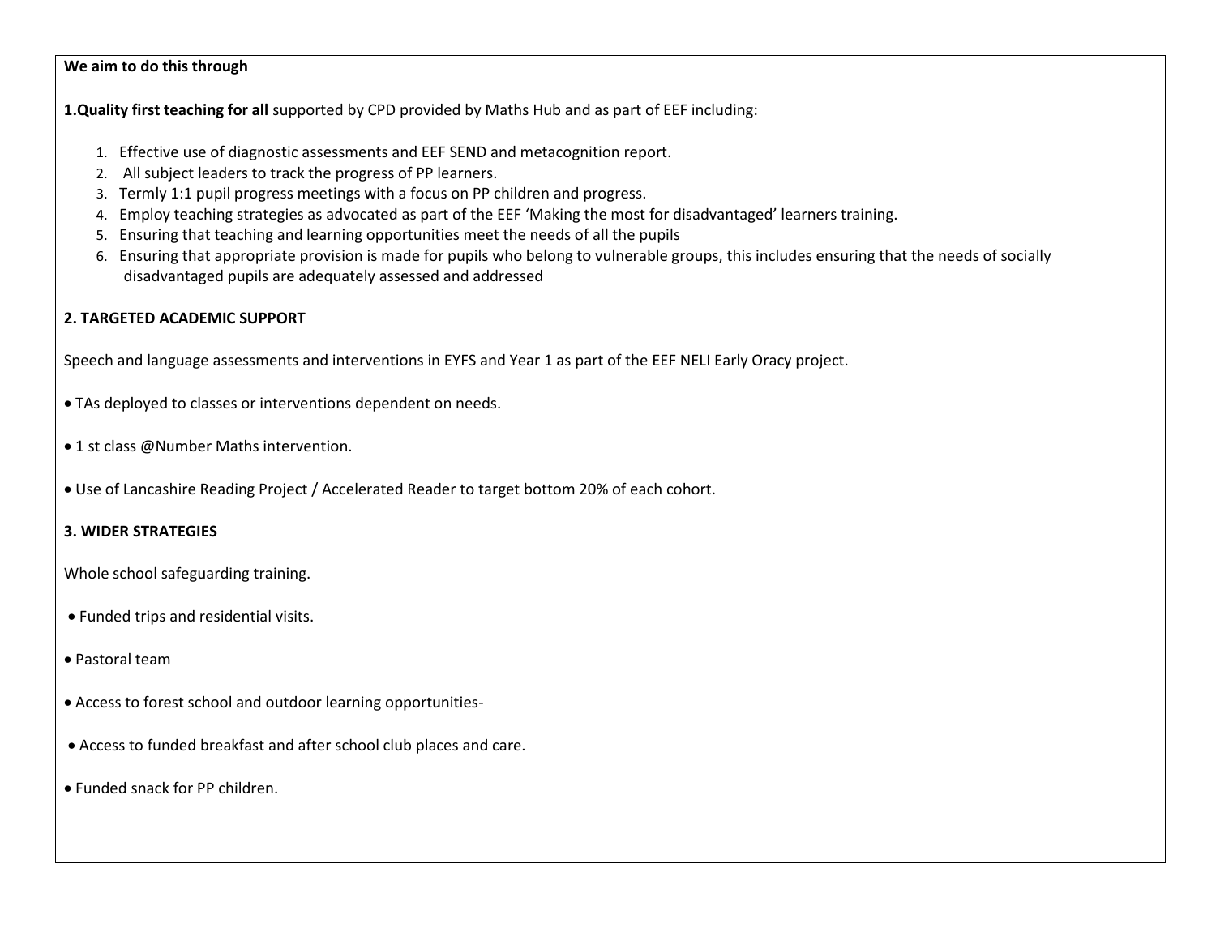**We aim to do this through**

**1.Quality first teaching for all** supported by CPD provided by Maths Hub and as part of EEF including:

1. Effective use of diagnostic assessments and EEF SEND and metacognition report.
2. All subject leaders to track the progress of PP learners.
3. Termly 1:1 pupil progress meetings with a focus on PP children and progress.
4. Employ teaching strategies as advocated as part of the EEF 'Making the most for disadvantaged' learners training.
5. Ensuring that teaching and learning opportunities meet the needs of all the pupils
6. Ensuring that appropriate provision is made for pupils who belong to vulnerable groups, this includes ensuring that the needs of socially disadvantaged pupils are adequately assessed and addressed

**2. TARGETED ACADEMIC SUPPORT**

Speech and language assessments and interventions in EYFS and Year 1 as part of the EEF NELI Early Oracy project.

- TAs deployed to classes or interventions dependent on needs.
- 1 st class @Number Maths intervention.
- Use of Lancashire Reading Project / Accelerated Reader to target bottom 20% of each cohort.

**3. WIDER STRATEGIES**

Whole school safeguarding training.

- Funded trips and residential visits.
- Pastoral team
- Access to forest school and outdoor learning opportunities-
- Access to funded breakfast and after school club places and care.
- Funded snack for PP children.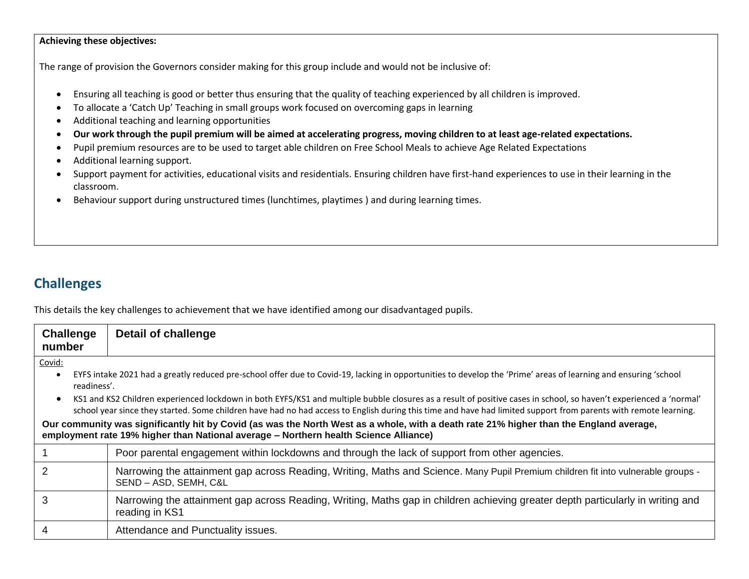**Achieving these objectives:**

The range of provision the Governors consider making for this group include and would not be inclusive of:

- Ensuring all teaching is good or better thus ensuring that the quality of teaching experienced by all children is improved.
- To allocate a 'Catch Up' Teaching in small groups work focused on overcoming gaps in learning
- Additional teaching and learning opportunities
- **Our work through the pupil premium will be aimed at accelerating progress, moving children to at least age-related expectations.**
- Pupil premium resources are to be used to target able children on Free School Meals to achieve Age Related Expectations
- Additional learning support.
- Support payment for activities, educational visits and residentials. Ensuring children have first-hand experiences to use in their learning in the classroom.
- Behaviour support during unstructured times (lunchtimes, playtimes ) and during learning times.

## Challenges

This details the key challenges to achievement that we have identified among our disadvantaged pupils.

| Challenge number | Detail of challenge |
|---|---|
| Covid:<br>• EYFS intake 2021 had a greatly reduced pre-school offer due to Covid-19, lacking in opportunities to develop the 'Prime' areas of learning and ensuring 'school readiness'.<br>• KS1 and KS2 Children experienced lockdown in both EYFS/KS1 and multiple bubble closures as a result of positive cases in school, so haven't experienced a 'normal' school year since they started. Some children have had no had access to English during this time and have had limited support from parents with remote learning.<br>**Our community was significantly hit by Covid (as was the North West as a whole, with a death rate 21% higher than the England average, employment rate 19% higher than National average – Northern health Science Alliance)** | |
| 1 | Poor parental engagement within lockdowns and through the lack of support from other agencies. |
| 2 | Narrowing the attainment gap across Reading, Writing, Maths and Science. Many Pupil Premium children fit into vulnerable groups - SEND – ASD, SEMH, C&L |
| 3 | Narrowing the attainment gap across Reading, Writing, Maths gap in children achieving greater depth particularly in writing and reading in KS1 |
| 4 | Attendance and Punctuality issues. |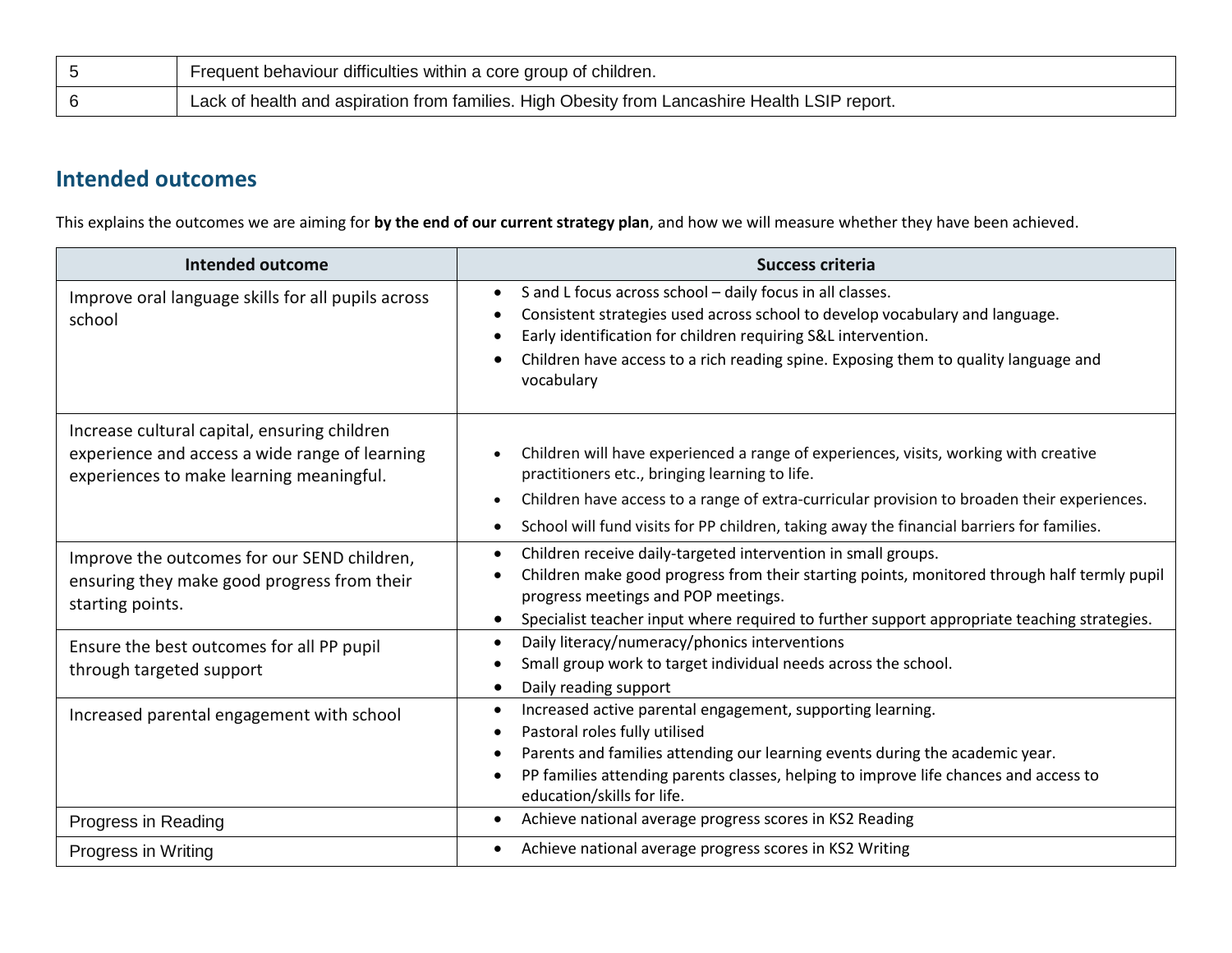| 5 | Frequent behaviour difficulties within a core group of children. |
| --- | --- |
| 6 | Lack of health and aspiration from families. High Obesity from Lancashire Health LSIP report. |

## Intended outcomes

This explains the outcomes we are aiming for **by the end of our current strategy plan**, and how we will measure whether they have been achieved.

| Intended outcome | Success criteria |
| --- | --- |
| Improve oral language skills for all pupils across school | • S and L focus across school – daily focus in all classes.<br>• Consistent strategies used across school to develop vocabulary and language.<br>• Early identification for children requiring S&L intervention.<br>• Children have access to a rich reading spine. Exposing them to quality language and vocabulary |
| Increase cultural capital, ensuring children experience and access a wide range of learning experiences to make learning meaningful. | • Children will have experienced a range of experiences, visits, working with creative practitioners etc., bringing learning to life.<br>• Children have access to a range of extra-curricular provision to broaden their experiences.<br>• School will fund visits for PP children, taking away the financial barriers for families. |
| Improve the outcomes for our SEND children, ensuring they make good progress from their starting points. | • Children receive daily-targeted intervention in small groups.<br>• Children make good progress from their starting points, monitored through half termly pupil progress meetings and POP meetings.<br>• Specialist teacher input where required to further support appropriate teaching strategies. |
| Ensure the best outcomes for all PP pupil through targeted support | • Daily literacy/numeracy/phonics interventions<br>• Small group work to target individual needs across the school.<br>• Daily reading support |
| Increased parental engagement with school | • Increased active parental engagement, supporting learning.<br>• Pastoral roles fully utilised<br>• Parents and families attending our learning events during the academic year.<br>• PP families attending parents classes, helping to improve life chances and access to education/skills for life. |
| Progress in Reading | • Achieve national average progress scores in KS2 Reading |
| Progress in Writing | • Achieve national average progress scores in KS2 Writing |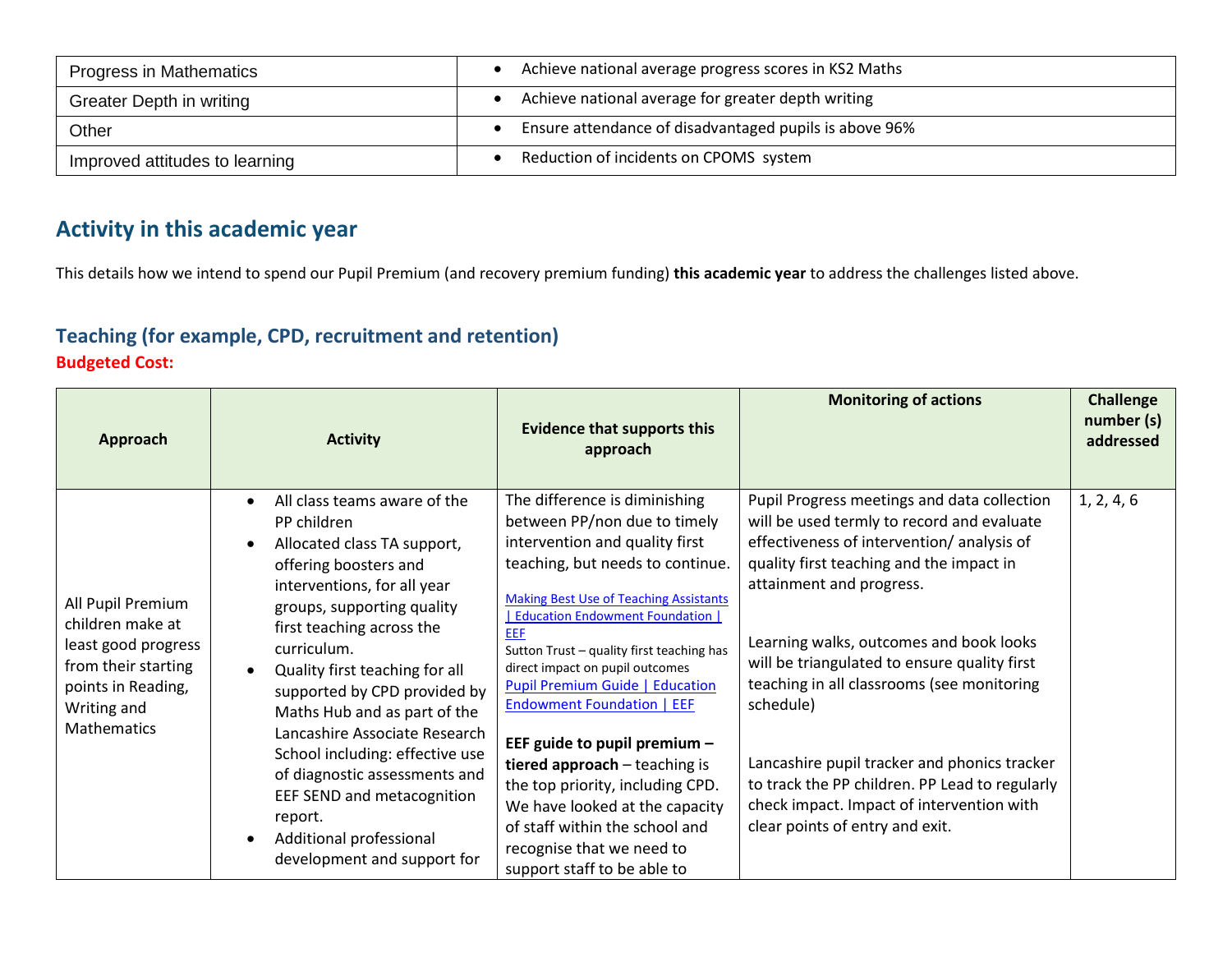| | |
|---|---|
| Progress in Mathematics | • Achieve national average progress scores in KS2 Maths |
| Greater Depth in writing | • Achieve national average for greater depth writing |
| Other | • Ensure attendance of disadvantaged pupils is above 96% |
| Improved attitudes to learning | • Reduction of incidents on CPOMS system |

## Activity in this academic year

This details how we intend to spend our Pupil Premium (and recovery premium funding) **this academic year** to address the challenges listed above.

### Teaching (for example, CPD, recruitment and retention)

**Budgeted Cost:**

| Approach | Activity | Evidence that supports this approach | Monitoring of actions | Challenge number (s) addressed |
|---|---|---|---|---|
| All Pupil Premium children make at least good progress from their starting points in Reading, Writing and Mathematics | • All class teams aware of the PP children<br>• Allocated class TA support, offering boosters and interventions, for all year groups, supporting quality first teaching across the curriculum.<br>• Quality first teaching for all supported by CPD provided by Maths Hub and as part of the Lancashire Associate Research School including: effective use of diagnostic assessments and EEF SEND and metacognition report.<br>• Additional professional development and support for | The difference is diminishing between PP/non due to timely intervention and quality first teaching, but needs to continue.<br><br>Making Best Use of Teaching Assistants \| Education Endowment Foundation \| EEF<br>Sutton Trust – quality first teaching has direct impact on pupil outcomes<br>Pupil Premium Guide \| Education Endowment Foundation \| EEF<br><br>**EEF guide to pupil premium – tiered approach** – teaching is the top priority, including CPD. We have looked at the capacity of staff within the school and recognise that we need to support staff to be able to | Pupil Progress meetings and data collection will be used termly to record and evaluate effectiveness of intervention/ analysis of quality first teaching and the impact in attainment and progress.<br><br>Learning walks, outcomes and book looks will be triangulated to ensure quality first teaching in all classrooms (see monitoring schedule)<br><br>Lancashire pupil tracker and phonics tracker to track the PP children. PP Lead to regularly check impact. Impact of intervention with clear points of entry and exit. | 1, 2, 4, 6 |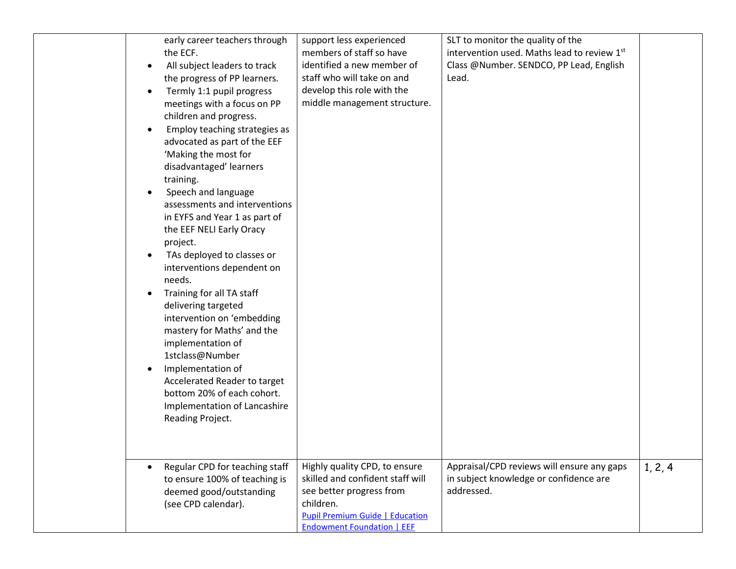| | | | | |
|---|---|---|---|---|
| | early career teachers through the ECF.<br>• All subject leaders to track the progress of PP learners.<br>• Termly 1:1 pupil progress meetings with a focus on PP children and progress.<br>• Employ teaching strategies as advocated as part of the EEF 'Making the most for disadvantaged' learners training.<br>• Speech and language assessments and interventions in EYFS and Year 1 as part of the EEF NELI Early Oracy project.<br>• TAs deployed to classes or interventions dependent on needs.<br>• Training for all TA staff delivering targeted intervention on 'embedding mastery for Maths' and the implementation of 1stclass@Number<br>• Implementation of Accelerated Reader to target bottom 20% of each cohort. Implementation of Lancashire Reading Project. | support less experienced members of staff so have identified a new member of staff who will take on and develop this role with the middle management structure. | SLT to monitor the quality of the intervention used. Maths lead to review 1st Class @Number. SENDCO, PP Lead, English Lead. | |
| | • Regular CPD for teaching staff to ensure 100% of teaching is deemed good/outstanding (see CPD calendar). | Highly quality CPD, to ensure skilled and confident staff will see better progress from children.<br>[Pupil Premium Guide \| Education Endowment Foundation \| EEF]() | Appraisal/CPD reviews will ensure any gaps in subject knowledge or confidence are addressed. | 1, 2, 4 |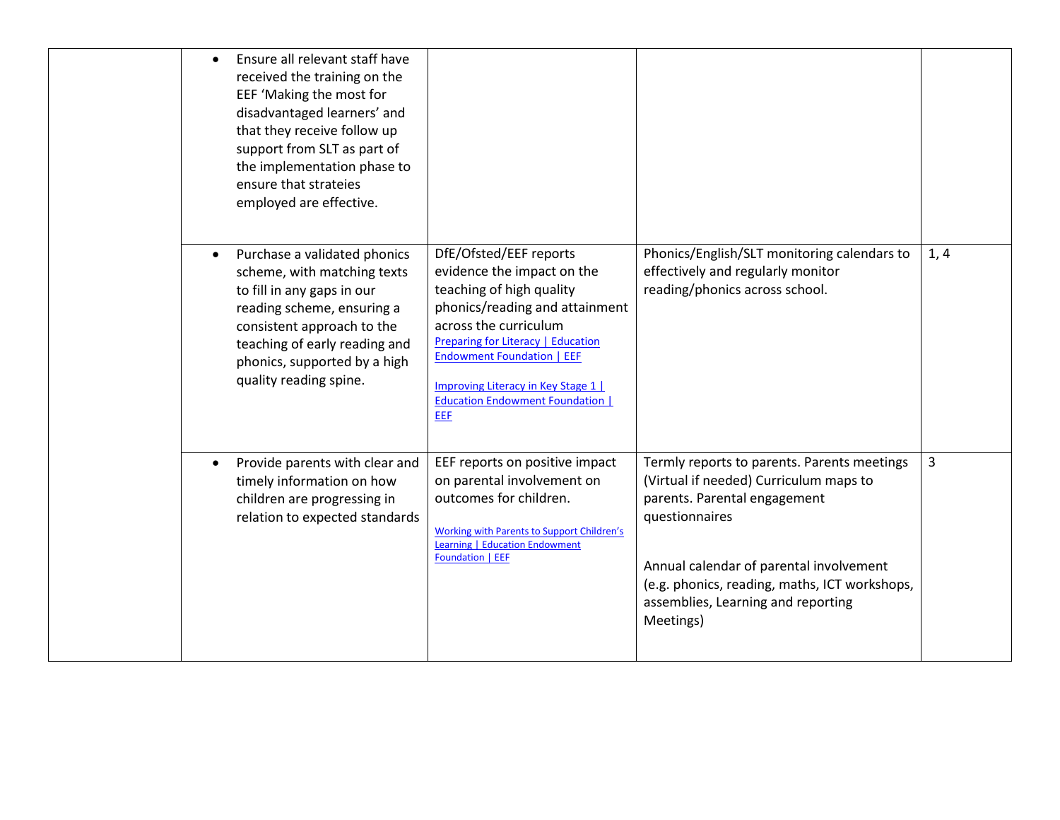| | | | | |
|---|---|---|---|---|
| | • Ensure all relevant staff have received the training on the EEF 'Making the most for disadvantaged learners' and that they receive follow up support from SLT as part of the implementation phase to ensure that strateies employed are effective. | | | |
| | • Purchase a validated phonics scheme, with matching texts to fill in any gaps in our reading scheme, ensuring a consistent approach to the teaching of early reading and phonics, supported by a high quality reading spine. | DfE/Ofsted/EEF reports evidence the impact on the teaching of high quality phonics/reading and attainment across the curriculum<br>Preparing for Literacy \| Education Endowment Foundation \| EEF<br><br>Improving Literacy in Key Stage 1 \| Education Endowment Foundation \| EEF | Phonics/English/SLT monitoring calendars to effectively and regularly monitor reading/phonics across school. | 1, 4 |
| | • Provide parents with clear and timely information on how children are progressing in relation to expected standards | EEF reports on positive impact on parental involvement on outcomes for children.<br><br>Working with Parents to Support Children's Learning \| Education Endowment Foundation \| EEF | Termly reports to parents. Parents meetings (Virtual if needed) Curriculum maps to parents. Parental engagement questionnaires<br><br>Annual calendar of parental involvement (e.g. phonics, reading, maths, ICT workshops, assemblies, Learning and reporting Meetings) | 3 |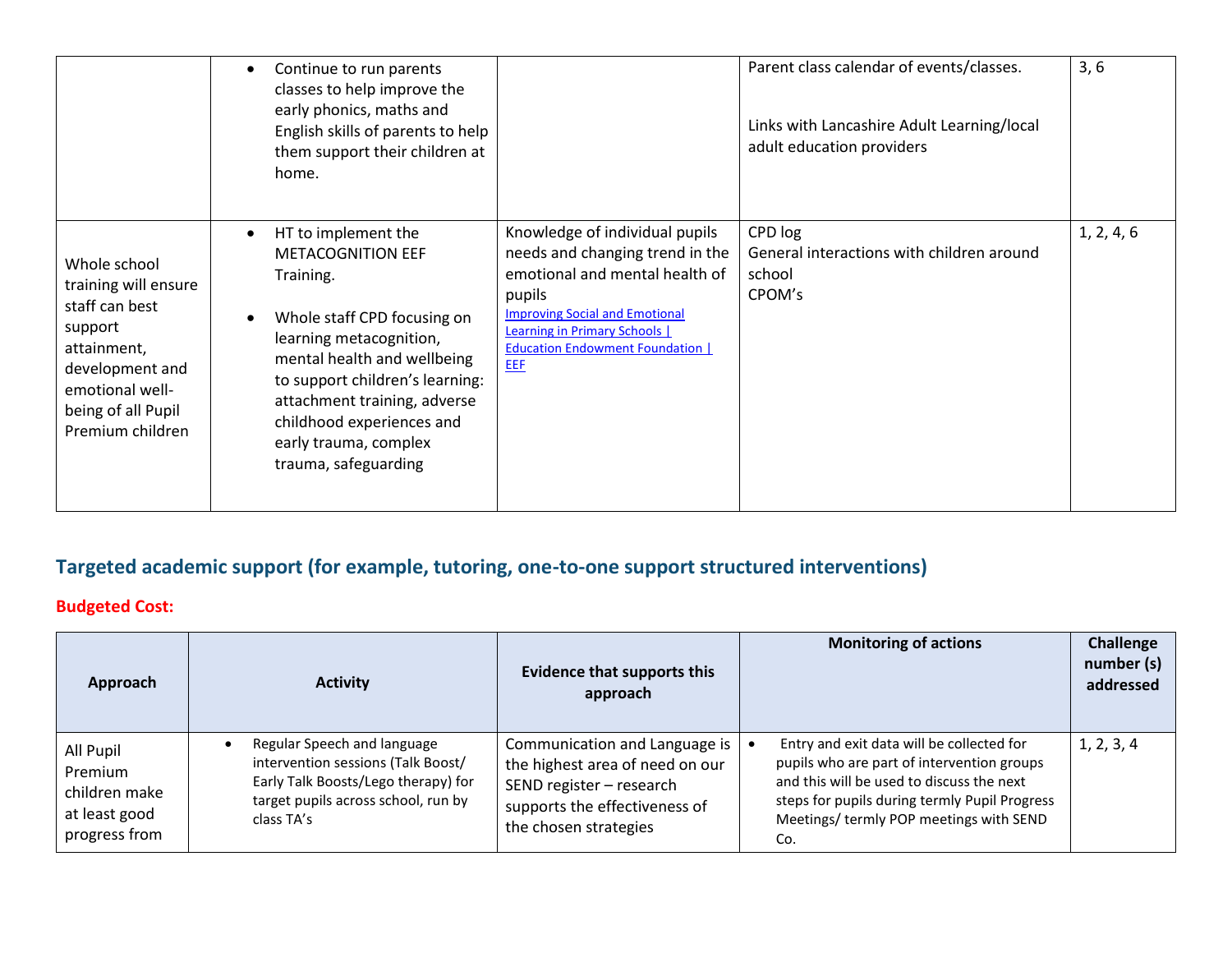| | | | | |
|---|---|---|---|---|
| | • Continue to run parents classes to help improve the early phonics, maths and English skills of parents to help them support their children at home. | | Parent class calendar of events/classes.<br><br>Links with Lancashire Adult Learning/local adult education providers | 3, 6 |
| Whole school training will ensure staff can best support attainment, development and emotional well-being of all Pupil Premium children | • HT to implement the METACOGNITION EEF Training.<br><br>• Whole staff CPD focusing on learning metacognition, mental health and wellbeing to support children's learning: attachment training, adverse childhood experiences and early trauma, complex trauma, safeguarding | Knowledge of individual pupils needs and changing trend in the emotional and mental health of pupils<br>Improving Social and Emotional Learning in Primary Schools \| Education Endowment Foundation \| EEF | CPD log<br>General interactions with children around school<br>CPOM's | 1, 2, 4, 6 |

## Targeted academic support (for example, tutoring, one-to-one support structured interventions)

**Budgeted Cost:**

| Approach | Activity | Evidence that supports this approach | Monitoring of actions | Challenge number (s) addressed |
|---|---|---|---|---|
| All Pupil Premium children make at least good progress from | • Regular Speech and language intervention sessions (Talk Boost/ Early Talk Boosts/Lego therapy) for target pupils across school, run by class TA's | Communication and Language is the highest area of need on our SEND register – research supports the effectiveness of the chosen strategies | • Entry and exit data will be collected for pupils who are part of intervention groups and this will be used to discuss the next steps for pupils during termly Pupil Progress Meetings/ termly POP meetings with SEND Co. | 1, 2, 3, 4 |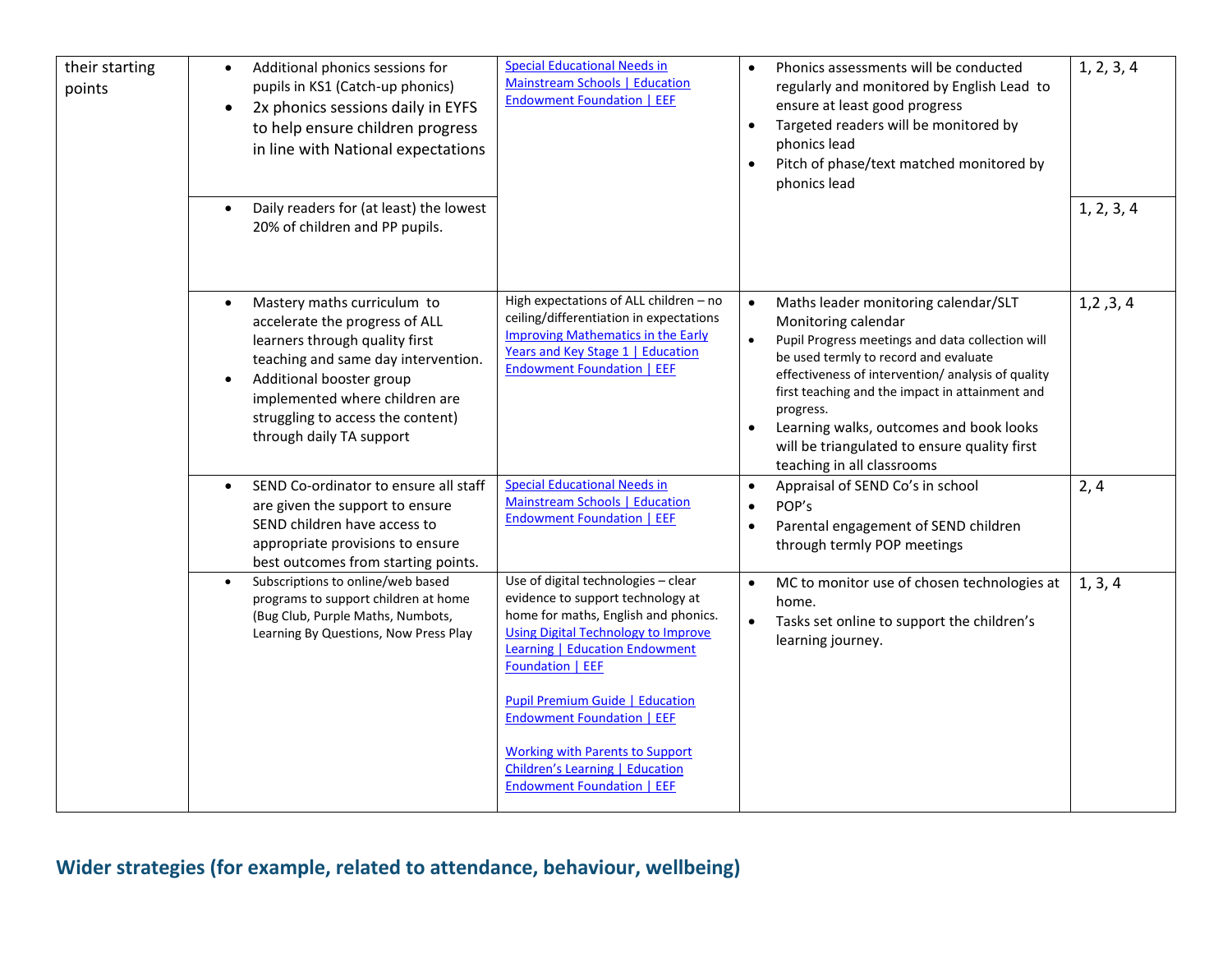| | | | | |
|---|---|---|---|---|
| their starting points | • Additional phonics sessions for pupils in KS1 (Catch-up phonics)<br>• 2x phonics sessions daily in EYFS to help ensure children progress in line with National expectations | Special Educational Needs in Mainstream Schools \| Education Endowment Foundation \| EEF | • Phonics assessments will be conducted regularly and monitored by English Lead to ensure at least good progress<br>• Targeted readers will be monitored by phonics lead<br>• Pitch of phase/text matched monitored by phonics lead | 1, 2, 3, 4 |
| | • Daily readers for (at least) the lowest 20% of children and PP pupils. | | | 1, 2, 3, 4 |
| | • Mastery maths curriculum to accelerate the progress of ALL learners through quality first teaching and same day intervention.<br>• Additional booster group implemented where children are struggling to access the content) through daily TA support | High expectations of ALL children – no ceiling/differentiation in expectations Improving Mathematics in the Early Years and Key Stage 1 \| Education Endowment Foundation \| EEF | • Maths leader monitoring calendar/SLT Monitoring calendar<br>• Pupil Progress meetings and data collection will be used termly to record and evaluate effectiveness of intervention/ analysis of quality first teaching and the impact in attainment and progress.<br>• Learning walks, outcomes and book looks will be triangulated to ensure quality first teaching in all classrooms | 1,2 ,3, 4 |
| | • SEND Co-ordinator to ensure all staff are given the support to ensure SEND children have access to appropriate provisions to ensure best outcomes from starting points. | Special Educational Needs in Mainstream Schools \| Education Endowment Foundation \| EEF | • Appraisal of SEND Co's in school<br>• POP's<br>• Parental engagement of SEND children through termly POP meetings | 2, 4 |
| | • Subscriptions to online/web based programs to support children at home (Bug Club, Purple Maths, Numbots, Learning By Questions, Now Press Play | Use of digital technologies – clear evidence to support technology at home for maths, English and phonics. Using Digital Technology to Improve Learning \| Education Endowment Foundation \| EEF<br><br>Pupil Premium Guide \| Education Endowment Foundation \| EEF<br><br>Working with Parents to Support Children's Learning \| Education Endowment Foundation \| EEF | • MC to monitor use of chosen technologies at home.<br>• Tasks set online to support the children's learning journey. | 1, 3, 4 |

## Wider strategies (for example, related to attendance, behaviour, wellbeing)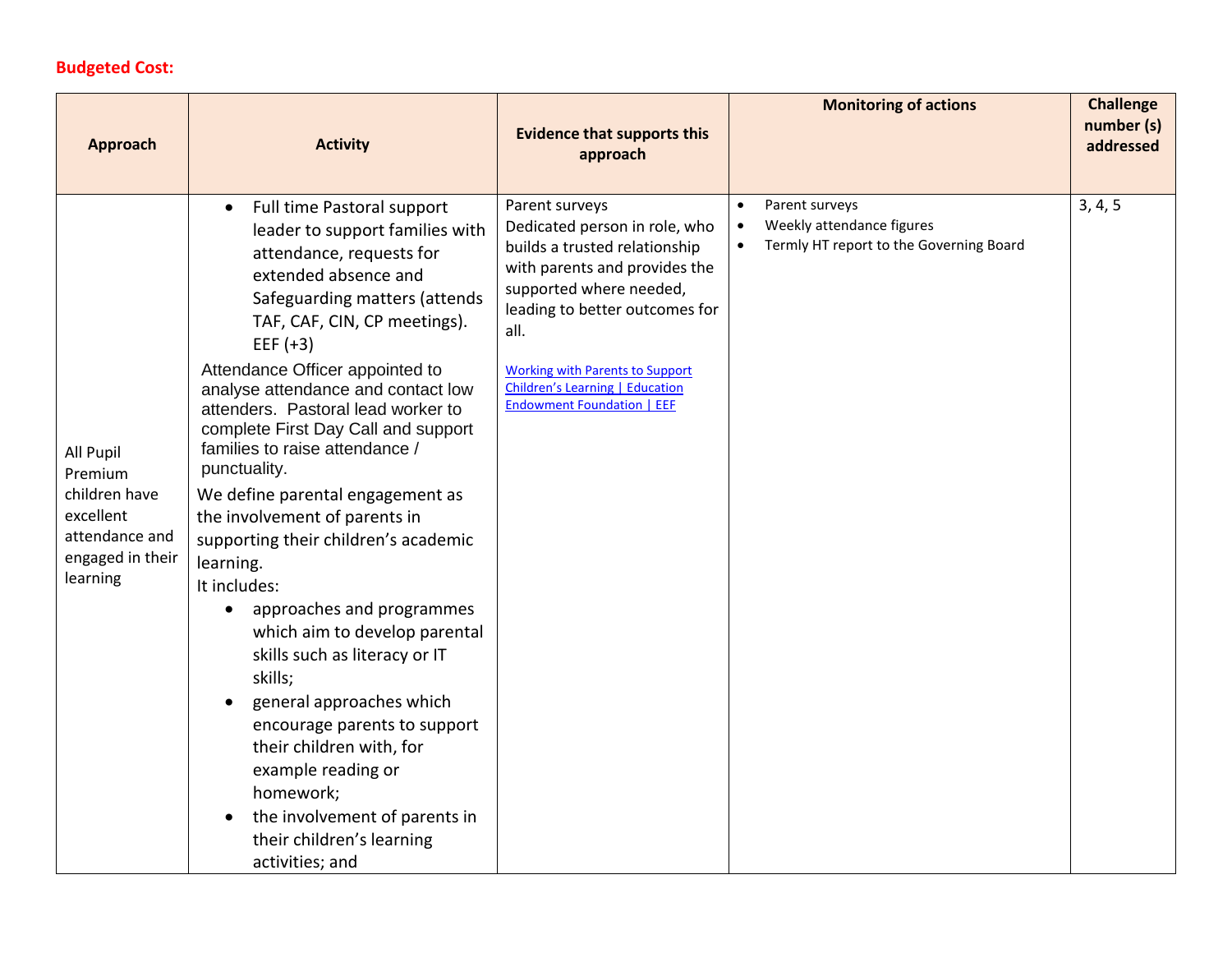**Budgeted Cost:**

| Approach | Activity | Evidence that supports this approach | Monitoring of actions | Challenge number (s) addressed |
|---|---|---|---|---|
| All Pupil Premium children have excellent attendance and engaged in their learning | • Full time Pastoral support leader to support families with attendance, requests for extended absence and Safeguarding matters (attends TAF, CAF, CIN, CP meetings). EEF (+3)<br>Attendance Officer appointed to analyse attendance and contact low attenders. Pastoral lead worker to complete First Day Call and support families to raise attendance / punctuality.<br>We define parental engagement as the involvement of parents in supporting their children's academic learning.<br>It includes:<br>• approaches and programmes which aim to develop parental skills such as literacy or IT skills;<br>• general approaches which encourage parents to support their children with, for example reading or homework;<br>• the involvement of parents in their children's learning activities; and | Parent surveys<br>Dedicated person in role, who builds a trusted relationship with parents and provides the supported where needed, leading to better outcomes for all.<br><br>Working with Parents to Support Children's Learning \| Education Endowment Foundation \| EEF | • Parent surveys<br>• Weekly attendance figures<br>• Termly HT report to the Governing Board | 3, 4, 5 |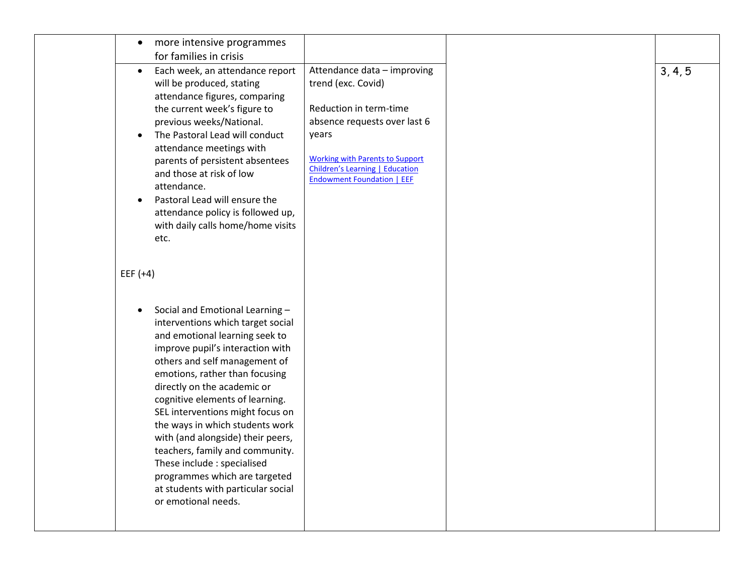| | | | | |
|---|---|---|---|---|
| | • more intensive programmes for families in crisis | | | |
| | • Each week, an attendance report will be produced, stating attendance figures, comparing the current week's figure to previous weeks/National.<br>• The Pastoral Lead will conduct attendance meetings with parents of persistent absentees and those at risk of low attendance.<br>• Pastoral Lead will ensure the attendance policy is followed up, with daily calls home/home visits etc.<br><br>EEF (+4)<br><br>• Social and Emotional Learning – interventions which target social and emotional learning seek to improve pupil's interaction with others and self management of emotions, rather than focusing directly on the academic or cognitive elements of learning. SEL interventions might focus on the ways in which students work with (and alongside) their peers, teachers, family and community. These include : specialised programmes which are targeted at students with particular social or emotional needs. | Attendance data – improving trend (exc. Covid)<br><br>Reduction in term-time absence requests over last 6 years<br><br>[Working with Parents to Support Children's Learning \| Education Endowment Foundation \| EEF] | | 3, 4, 5 |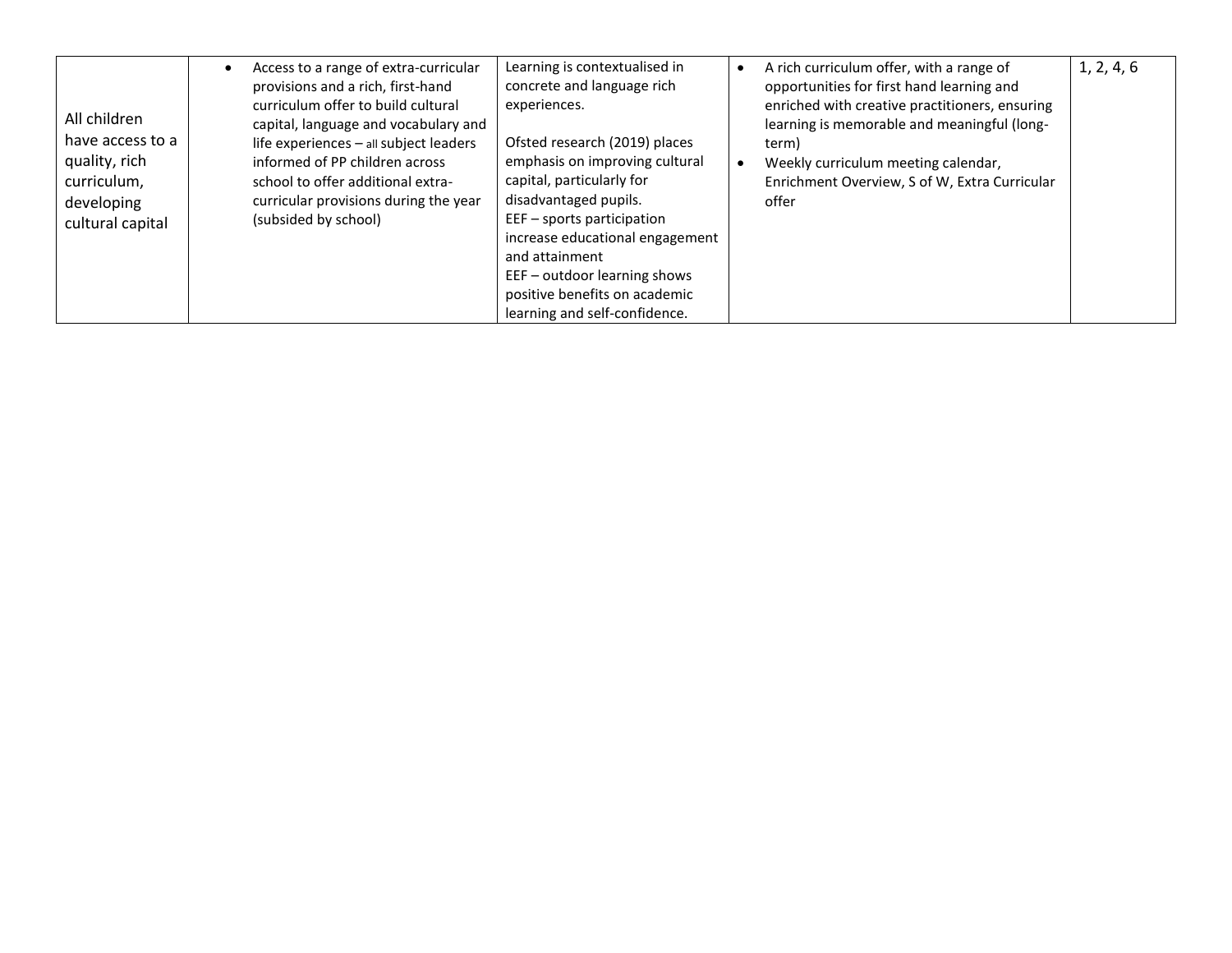| | | | | |
|---|---|---|---|---|
| All children have access to a quality, rich curriculum, developing cultural capital | • Access to a range of extra-curricular provisions and a rich, first-hand curriculum offer to build cultural capital, language and vocabulary and life experiences – all subject leaders informed of PP children across school to offer additional extra-curricular provisions during the year (subsided by school) | Learning is contextualised in concrete and language rich experiences.<br><br>Ofsted research (2019) places emphasis on improving cultural capital, particularly for disadvantaged pupils.<br>EEF – sports participation increase educational engagement and attainment<br>EEF – outdoor learning shows positive benefits on academic learning and self-confidence. | • A rich curriculum offer, with a range of opportunities for first hand learning and enriched with creative practitioners, ensuring learning is memorable and meaningful (long-term)<br>• Weekly curriculum meeting calendar, Enrichment Overview, S of W, Extra Curricular offer | 1, 2, 4, 6 |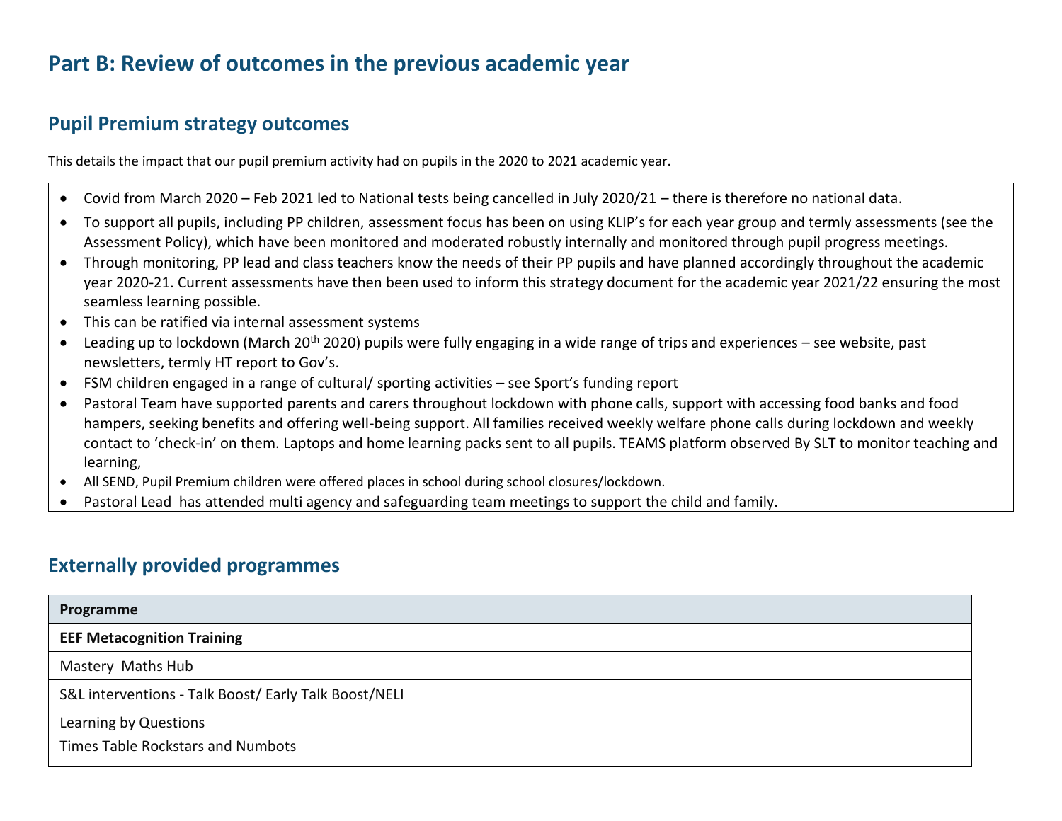# Part B: Review of outcomes in the previous academic year

## Pupil Premium strategy outcomes

This details the impact that our pupil premium activity had on pupils in the 2020 to 2021 academic year.

- Covid from March 2020 – Feb 2021 led to National tests being cancelled in July 2020/21 – there is therefore no national data.
- To support all pupils, including PP children, assessment focus has been on using KLIP's for each year group and termly assessments (see the Assessment Policy), which have been monitored and moderated robustly internally and monitored through pupil progress meetings.
- Through monitoring, PP lead and class teachers know the needs of their PP pupils and have planned accordingly throughout the academic year 2020-21. Current assessments have then been used to inform this strategy document for the academic year 2021/22 ensuring the most seamless learning possible.
- This can be ratified via internal assessment systems
- Leading up to lockdown (March 20th 2020) pupils were fully engaging in a wide range of trips and experiences – see website, past newsletters, termly HT report to Gov's.
- FSM children engaged in a range of cultural/ sporting activities – see Sport's funding report
- Pastoral Team have supported parents and carers throughout lockdown with phone calls, support with accessing food banks and food hampers, seeking benefits and offering well-being support. All families received weekly welfare phone calls during lockdown and weekly contact to 'check-in' on them. Laptops and home learning packs sent to all pupils. TEAMS platform observed By SLT to monitor teaching and learning,
- All SEND, Pupil Premium children were offered places in school during school closures/lockdown.
- Pastoral Lead has attended multi agency and safeguarding team meetings to support the child and family.

## Externally provided programmes

| Programme |
|---|
| **EEF Metacognition Training** |
| Mastery Maths Hub |
| S&L interventions - Talk Boost/ Early Talk Boost/NELI |
| Learning by Questions<br>Times Table Rockstars and Numbots |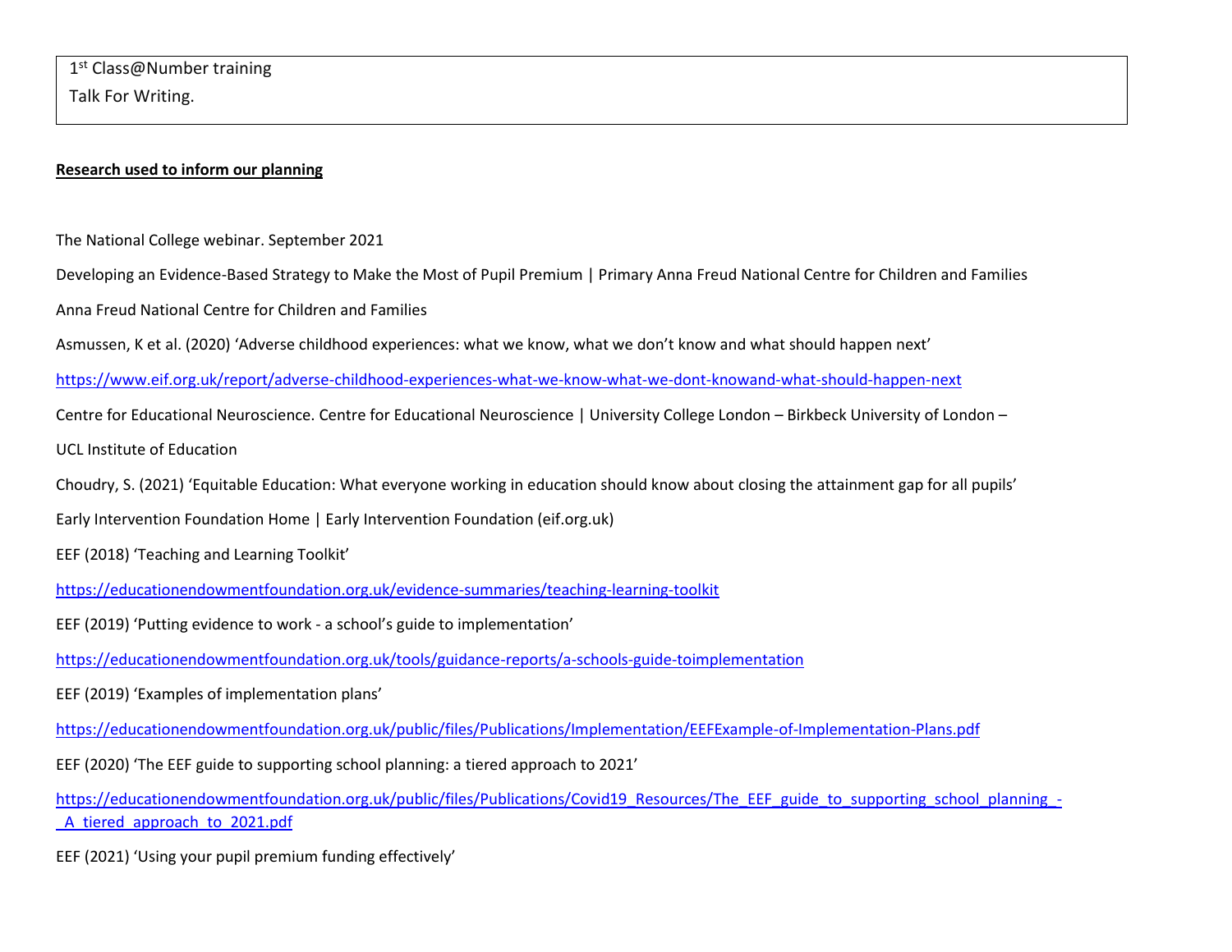| 1st Class@Number training<br>Talk For Writing. |
|---|

**Research used to inform our planning**

The National College webinar. September 2021

Developing an Evidence-Based Strategy to Make the Most of Pupil Premium | Primary Anna Freud National Centre for Children and Families

Anna Freud National Centre for Children and Families

Asmussen, K et al. (2020) 'Adverse childhood experiences: what we know, what we don't know and what should happen next'

https://www.eif.org.uk/report/adverse-childhood-experiences-what-we-know-what-we-dont-knowand-what-should-happen-next

Centre for Educational Neuroscience. Centre for Educational Neuroscience | University College London – Birkbeck University of London –

UCL Institute of Education

Choudry, S. (2021) 'Equitable Education: What everyone working in education should know about closing the attainment gap for all pupils'

Early Intervention Foundation Home | Early Intervention Foundation (eif.org.uk)

EEF (2018) 'Teaching and Learning Toolkit'

https://educationendowmentfoundation.org.uk/evidence-summaries/teaching-learning-toolkit

EEF (2019) 'Putting evidence to work - a school's guide to implementation'

https://educationendowmentfoundation.org.uk/tools/guidance-reports/a-schools-guide-toimplementation

EEF (2019) 'Examples of implementation plans'

https://educationendowmentfoundation.org.uk/public/files/Publications/Implementation/EEFExample-of-Implementation-Plans.pdf

EEF (2020) 'The EEF guide to supporting school planning: a tiered approach to 2021'

https://educationendowmentfoundation.org.uk/public/files/Publications/Covid19_Resources/The_EEF_guide_to_supporting_school_planning_-_A_tiered_approach_to_2021.pdf

EEF (2021) 'Using your pupil premium funding effectively'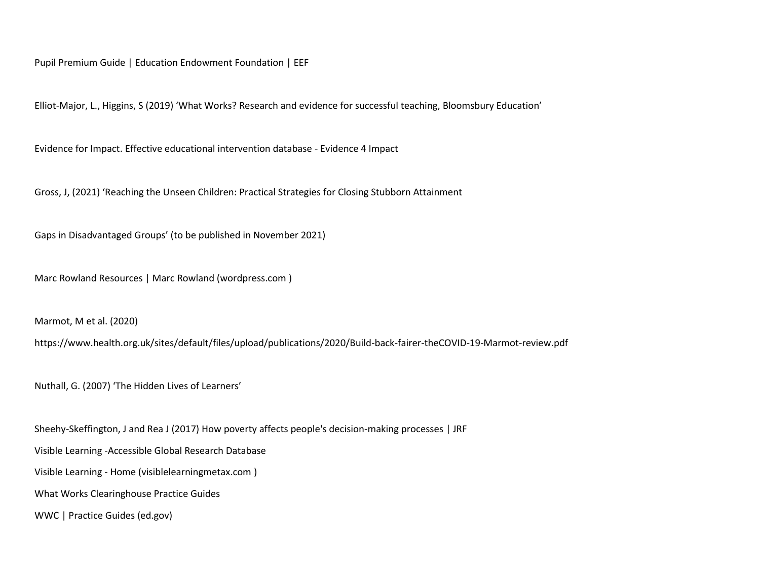Pupil Premium Guide | Education Endowment Foundation | EEF

Elliot-Major, L., Higgins, S (2019) 'What Works? Research and evidence for successful teaching, Bloomsbury Education'

Evidence for Impact. Effective educational intervention database - Evidence 4 Impact

Gross, J, (2021) 'Reaching the Unseen Children: Practical Strategies for Closing Stubborn Attainment

Gaps in Disadvantaged Groups' (to be published in November 2021)

Marc Rowland Resources | Marc Rowland (wordpress.com )

Marmot, M et al. (2020)

https://www.health.org.uk/sites/default/files/upload/publications/2020/Build-back-fairer-theCOVID-19-Marmot-review.pdf

Nuthall, G. (2007) 'The Hidden Lives of Learners'

Sheehy-Skeffington, J and Rea J (2017) How poverty affects people's decision-making processes | JRF

Visible Learning -Accessible Global Research Database

Visible Learning - Home (visiblelearningmetax.com )

What Works Clearinghouse Practice Guides

WWC | Practice Guides (ed.gov)